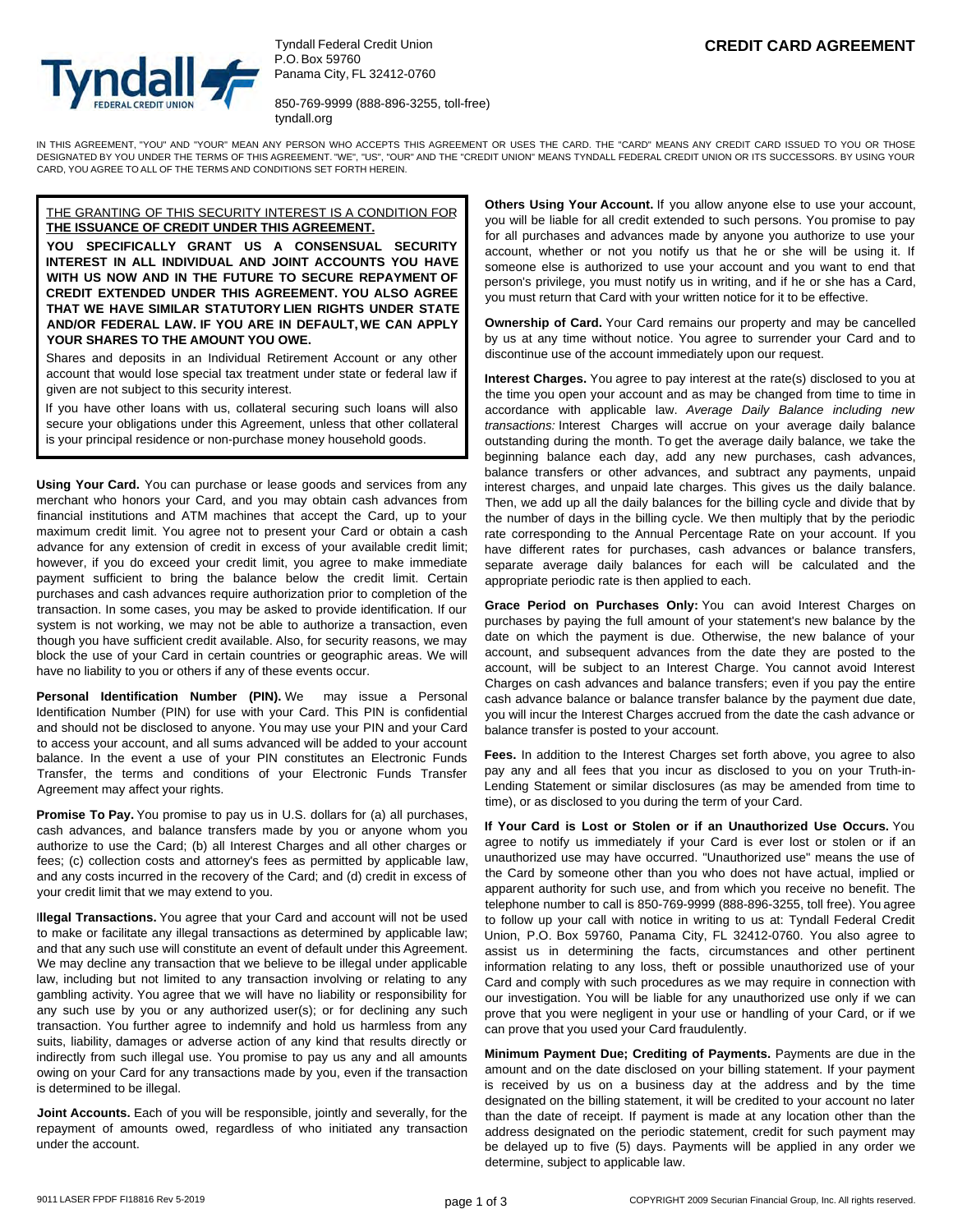Tyndall Federal Credit Union
P.O. Box 59760
Panama City, FL 32412-0760

850-769-9999 (888-896-3255, toll-free)
tyndall.org

# CREDIT CARD AGREEMENT

IN THIS AGREEMENT, "YOU" AND "YOUR" MEAN ANY PERSON WHO ACCEPTS THIS AGREEMENT OR USES THE CARD. THE "CARD" MEANS ANY CREDIT CARD ISSUED TO YOU OR THOSE DESIGNATED BY YOU UNDER THE TERMS OF THIS AGREEMENT. "WE", "US", "OUR" AND THE "CREDIT UNION" MEANS TYNDALL FEDERAL CREDIT UNION OR ITS SUCCESSORS. BY USING YOUR CARD, YOU AGREE TO ALL OF THE TERMS AND CONDITIONS SET FORTH HEREIN.

THE GRANTING OF THIS SECURITY INTEREST IS A CONDITION FOR **THE ISSUANCE OF CREDIT UNDER THIS AGREEMENT.**

**YOU SPECIFICALLY GRANT US A CONSENSUAL SECURITY INTEREST IN ALL INDIVIDUAL AND JOINT ACCOUNTS YOU HAVE WITH US NOW AND IN THE FUTURE TO SECURE REPAYMENT OF CREDIT EXTENDED UNDER THIS AGREEMENT. YOU ALSO AGREE THAT WE HAVE SIMILAR STATUTORY LIEN RIGHTS UNDER STATE AND/OR FEDERAL LAW. IF YOU ARE IN DEFAULT, WE CAN APPLY YOUR SHARES TO THE AMOUNT YOU OWE.**

Shares and deposits in an Individual Retirement Account or any other account that would lose special tax treatment under state or federal law if given are not subject to this security interest.

If you have other loans with us, collateral securing such loans will also secure your obligations under this Agreement, unless that other collateral is your principal residence or non-purchase money household goods.

**Using Your Card.** You can purchase or lease goods and services from any merchant who honors your Card, and you may obtain cash advances from financial institutions and ATM machines that accept the Card, up to your maximum credit limit. You agree not to present your Card or obtain a cash advance for any extension of credit in excess of your available credit limit; however, if you do exceed your credit limit, you agree to make immediate payment sufficient to bring the balance below the credit limit. Certain purchases and cash advances require authorization prior to completion of the transaction. In some cases, you may be asked to provide identification. If our system is not working, we may not be able to authorize a transaction, even though you have sufficient credit available. Also, for security reasons, we may block the use of your Card in certain countries or geographic areas. We will have no liability to you or others if any of these events occur.

**Personal Identification Number (PIN).** We may issue a Personal Identification Number (PIN) for use with your Card. This PIN is confidential and should not be disclosed to anyone. You may use your PIN and your Card to access your account, and all sums advanced will be added to your account balance. In the event a use of your PIN constitutes an Electronic Funds Transfer, the terms and conditions of your Electronic Funds Transfer Agreement may affect your rights.

**Promise To Pay.** You promise to pay us in U.S. dollars for (a) all purchases, cash advances, and balance transfers made by you or anyone whom you authorize to use the Card; (b) all Interest Charges and all other charges or fees; (c) collection costs and attorney's fees as permitted by applicable law, and any costs incurred in the recovery of the Card; and (d) credit in excess of your credit limit that we may extend to you.

**Illegal Transactions.** You agree that your Card and account will not be used to make or facilitate any illegal transactions as determined by applicable law; and that any such use will constitute an event of default under this Agreement. We may decline any transaction that we believe to be illegal under applicable law, including but not limited to any transaction involving or relating to any gambling activity. You agree that we will have no liability or responsibility for any such use by you or any authorized user(s); or for declining any such transaction. You further agree to indemnify and hold us harmless from any suits, liability, damages or adverse action of any kind that results directly or indirectly from such illegal use. You promise to pay us any and all amounts owing on your Card for any transactions made by you, even if the transaction is determined to be illegal.

**Joint Accounts.** Each of you will be responsible, jointly and severally, for the repayment of amounts owed, regardless of who initiated any transaction under the account.

**Others Using Your Account.** If you allow anyone else to use your account, you will be liable for all credit extended to such persons. You promise to pay for all purchases and advances made by anyone you authorize to use your account, whether or not you notify us that he or she will be using it. If someone else is authorized to use your account and you want to end that person's privilege, you must notify us in writing, and if he or she has a Card, you must return that Card with your written notice for it to be effective.

**Ownership of Card.** Your Card remains our property and may be cancelled by us at any time without notice. You agree to surrender your Card and to discontinue use of the account immediately upon our request.

**Interest Charges.** You agree to pay interest at the rate(s) disclosed to you at the time you open your account and as may be changed from time to time in accordance with applicable law. *Average Daily Balance including new transactions:* Interest Charges will accrue on your average daily balance outstanding during the month. To get the average daily balance, we take the beginning balance each day, add any new purchases, cash advances, balance transfers or other advances, and subtract any payments, unpaid interest charges, and unpaid late charges. This gives us the daily balance. Then, we add up all the daily balances for the billing cycle and divide that by the number of days in the billing cycle. We then multiply that by the periodic rate corresponding to the Annual Percentage Rate on your account. If you have different rates for purchases, cash advances or balance transfers, separate average daily balances for each will be calculated and the appropriate periodic rate is then applied to each.

**Grace Period on Purchases Only:** You can avoid Interest Charges on purchases by paying the full amount of your statement's new balance by the date on which the payment is due. Otherwise, the new balance of your account, and subsequent advances from the date they are posted to the account, will be subject to an Interest Charge. You cannot avoid Interest Charges on cash advances and balance transfers; even if you pay the entire cash advance balance or balance transfer balance by the payment due date, you will incur the Interest Charges accrued from the date the cash advance or balance transfer is posted to your account.

**Fees.** In addition to the Interest Charges set forth above, you agree to also pay any and all fees that you incur as disclosed to you on your Truth-in-Lending Statement or similar disclosures (as may be amended from time to time), or as disclosed to you during the term of your Card.

**If Your Card is Lost or Stolen or if an Unauthorized Use Occurs.** You agree to notify us immediately if your Card is ever lost or stolen or if an unauthorized use may have occurred. "Unauthorized use" means the use of the Card by someone other than you who does not have actual, implied or apparent authority for such use, and from which you receive no benefit. The telephone number to call is 850-769-9999 (888-896-3255, toll free). You agree to follow up your call with notice in writing to us at: Tyndall Federal Credit Union, P.O. Box 59760, Panama City, FL 32412-0760. You also agree to assist us in determining the facts, circumstances and other pertinent information relating to any loss, theft or possible unauthorized use of your Card and comply with such procedures as we may require in connection with our investigation. You will be liable for any unauthorized use only if we can prove that you were negligent in your use or handling of your Card, or if we can prove that you used your Card fraudulently.

**Minimum Payment Due; Crediting of Payments.** Payments are due in the amount and on the date disclosed on your billing statement. If your payment is received by us on a business day at the address and by the time designated on the billing statement, it will be credited to your account no later than the date of receipt. If payment is made at any location other than the address designated on the periodic statement, credit for such payment may be delayed up to five (5) days. Payments will be applied in any order we determine, subject to applicable law.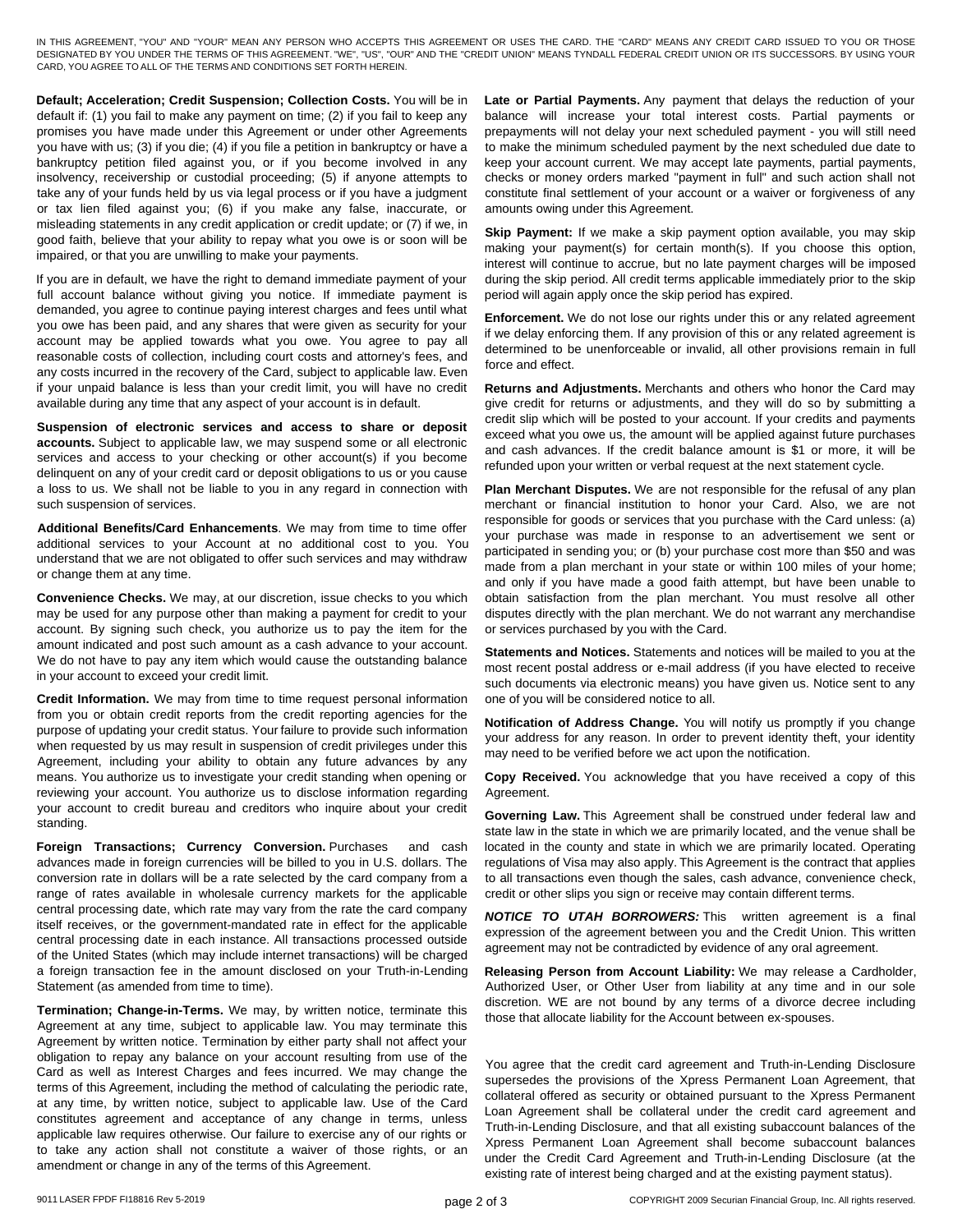IN THIS AGREEMENT, "YOU" AND "YOUR" MEAN ANY PERSON WHO ACCEPTS THIS AGREEMENT OR USES THE CARD. THE "CARD" MEANS ANY CREDIT CARD ISSUED TO YOU OR THOSE DESIGNATED BY YOU UNDER THE TERMS OF THIS AGREEMENT. "WE", "US", "OUR" AND THE "CREDIT UNION" MEANS TYNDALL FEDERAL CREDIT UNION OR ITS SUCCESSORS. BY USING YOUR CARD, YOU AGREE TO ALL OF THE TERMS AND CONDITIONS SET FORTH HEREIN.

**Default; Acceleration; Credit Suspension; Collection Costs.** You will be in default if: (1) you fail to make any payment on time; (2) if you fail to keep any promises you have made under this Agreement or under other Agreements you have with us; (3) if you die; (4) if you file a petition in bankruptcy or have a bankruptcy petition filed against you, or if you become involved in any insolvency, receivership or custodial proceeding; (5) if anyone attempts to take any of your funds held by us via legal process or if you have a judgment or tax lien filed against you; (6) if you make any false, inaccurate, or misleading statements in any credit application or credit update; or (7) if we, in good faith, believe that your ability to repay what you owe is or soon will be impaired, or that you are unwilling to make your payments.

If you are in default, we have the right to demand immediate payment of your full account balance without giving you notice. If immediate payment is demanded, you agree to continue paying interest charges and fees until what you owe has been paid, and any shares that were given as security for your account may be applied towards what you owe. You agree to pay all reasonable costs of collection, including court costs and attorney's fees, and any costs incurred in the recovery of the Card, subject to applicable law. Even if your unpaid balance is less than your credit limit, you will have no credit available during any time that any aspect of your account is in default.

**Suspension of electronic services and access to share or deposit accounts.** Subject to applicable law, we may suspend some or all electronic services and access to your checking or other account(s) if you become delinquent on any of your credit card or deposit obligations to us or you cause a loss to us. We shall not be liable to you in any regard in connection with such suspension of services.

**Additional Benefits/Card Enhancements**. We may from time to time offer additional services to your Account at no additional cost to you. You understand that we are not obligated to offer such services and may withdraw or change them at any time.

**Convenience Checks.** We may, at our discretion, issue checks to you which may be used for any purpose other than making a payment for credit to your account. By signing such check, you authorize us to pay the item for the amount indicated and post such amount as a cash advance to your account. We do not have to pay any item which would cause the outstanding balance in your account to exceed your credit limit.

**Credit Information.** We may from time to time request personal information from you or obtain credit reports from the credit reporting agencies for the purpose of updating your credit status. Your failure to provide such information when requested by us may result in suspension of credit privileges under this Agreement, including your ability to obtain any future advances by any means. You authorize us to investigate your credit standing when opening or reviewing your account. You authorize us to disclose information regarding your account to credit bureau and creditors who inquire about your credit standing.

**Foreign Transactions; Currency Conversion.** Purchases and cash advances made in foreign currencies will be billed to you in U.S. dollars. The conversion rate in dollars will be a rate selected by the card company from a range of rates available in wholesale currency markets for the applicable central processing date, which rate may vary from the rate the card company itself receives, or the government-mandated rate in effect for the applicable central processing date in each instance. All transactions processed outside of the United States (which may include internet transactions) will be charged a foreign transaction fee in the amount disclosed on your Truth-in-Lending Statement (as amended from time to time).

**Termination; Change-in-Terms.** We may, by written notice, terminate this Agreement at any time, subject to applicable law. You may terminate this Agreement by written notice. Termination by either party shall not affect your obligation to repay any balance on your account resulting from use of the Card as well as Interest Charges and fees incurred. We may change the terms of this Agreement, including the method of calculating the periodic rate, at any time, by written notice, subject to applicable law. Use of the Card constitutes agreement and acceptance of any change in terms, unless applicable law requires otherwise. Our failure to exercise any of our rights or to take any action shall not constitute a waiver of those rights, or an amendment or change in any of the terms of this Agreement.

**Late or Partial Payments.** Any payment that delays the reduction of your balance will increase your total interest costs. Partial payments or prepayments will not delay your next scheduled payment - you will still need to make the minimum scheduled payment by the next scheduled due date to keep your account current. We may accept late payments, partial payments, checks or money orders marked "payment in full" and such action shall not constitute final settlement of your account or a waiver or forgiveness of any amounts owing under this Agreement.

**Skip Payment:** If we make a skip payment option available, you may skip making your payment(s) for certain month(s). If you choose this option, interest will continue to accrue, but no late payment charges will be imposed during the skip period. All credit terms applicable immediately prior to the skip period will again apply once the skip period has expired.

**Enforcement.** We do not lose our rights under this or any related agreement if we delay enforcing them. If any provision of this or any related agreement is determined to be unenforceable or invalid, all other provisions remain in full force and effect.

**Returns and Adjustments.** Merchants and others who honor the Card may give credit for returns or adjustments, and they will do so by submitting a credit slip which will be posted to your account. If your credits and payments exceed what you owe us, the amount will be applied against future purchases and cash advances. If the credit balance amount is $1 or more, it will be refunded upon your written or verbal request at the next statement cycle.

**Plan Merchant Disputes.** We are not responsible for the refusal of any plan merchant or financial institution to honor your Card. Also, we are not responsible for goods or services that you purchase with the Card unless: (a) your purchase was made in response to an advertisement we sent or participated in sending you; or (b) your purchase cost more than $50 and was made from a plan merchant in your state or within 100 miles of your home; and only if you have made a good faith attempt, but have been unable to obtain satisfaction from the plan merchant. You must resolve all other disputes directly with the plan merchant. We do not warrant any merchandise or services purchased by you with the Card.

**Statements and Notices.** Statements and notices will be mailed to you at the most recent postal address or e-mail address (if you have elected to receive such documents via electronic means) you have given us. Notice sent to any one of you will be considered notice to all.

**Notification of Address Change.** You will notify us promptly if you change your address for any reason. In order to prevent identity theft, your identity may need to be verified before we act upon the notification.

**Copy Received.** You acknowledge that you have received a copy of this Agreement.

**Governing Law.** This Agreement shall be construed under federal law and state law in the state in which we are primarily located, and the venue shall be located in the county and state in which we are primarily located. Operating regulations of Visa may also apply. This Agreement is the contract that applies to all transactions even though the sales, cash advance, convenience check, credit or other slips you sign or receive may contain different terms.

***NOTICE TO UTAH BORROWERS:*** This written agreement is a final expression of the agreement between you and the Credit Union. This written agreement may not be contradicted by evidence of any oral agreement.

**Releasing Person from Account Liability:** We may release a Cardholder, Authorized User, or Other User from liability at any time and in our sole discretion. WE are not bound by any terms of a divorce decree including those that allocate liability for the Account between ex-spouses.

You agree that the credit card agreement and Truth-in-Lending Disclosure supersedes the provisions of the Xpress Permanent Loan Agreement, that collateral offered as security or obtained pursuant to the Xpress Permanent Loan Agreement shall be collateral under the credit card agreement and Truth-in-Lending Disclosure, and that all existing subaccount balances of the Xpress Permanent Loan Agreement shall become subaccount balances under the Credit Card Agreement and Truth-in-Lending Disclosure (at the existing rate of interest being charged and at the existing payment status).

9011 LASER FPDF FI18816 Rev 5-2019

COPYRIGHT 2009 Securian Financial Group, Inc. All rights reserved.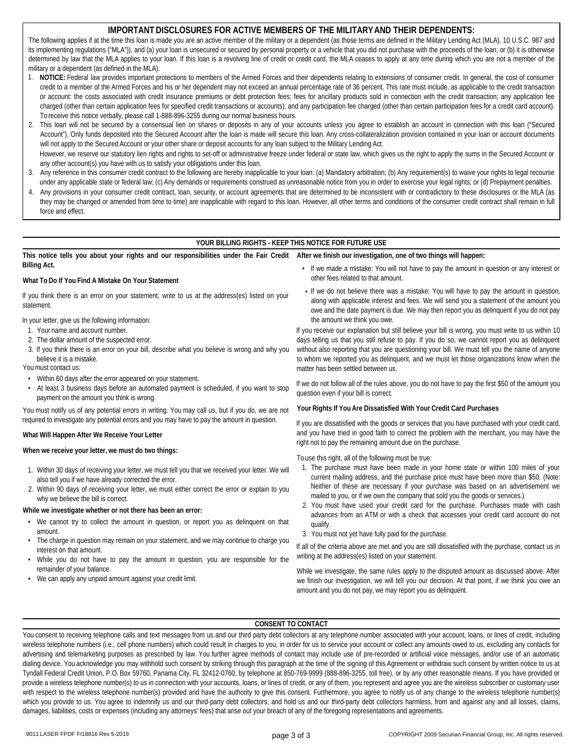## IMPORTANT DISCLOSURES FOR ACTIVE MEMBERS OF THE MILITARY AND THEIR DEPENDENTS:

The following applies if at the time this loan is made you are an active member of the military or a dependent (as those terms are defined in the Military Lending Act (MLA), 10 U.S.C. 987 and its implementing regulations ("MLA")), and (a) your loan is unsecured or secured by personal property or a vehicle that you did not purchase with the proceeds of the loan; or (b) it is otherwise determined by law that the MLA applies to your loan. If this loan is a revolving line of credit or credit card, the MLA ceases to apply at any time during which you are not a member of the military or a dependent (as defined in the MLA).

1. **NOTICE:** Federal law provides important protections to members of the Armed Forces and their dependents relating to extensions of consumer credit. In general, the cost of consumer credit to a member of the Armed Forces and his or her dependent may not exceed an annual percentage rate of 36 percent. This rate must include, as applicable to the credit transaction or account: the costs associated with credit insurance premiums or debt protection fees; fees for ancillary products sold in connection with the credit transaction; any application fee charged (other than certain application fees for specified credit transactions or accounts); and any participation fee charged (other than certain participation fees for a credit card account). To receive this notice verbally, please call 1-888-896-3255 during our normal business hours.
2. This loan will not be secured by a consensual lien on shares or deposits in any of your accounts unless you agree to establish an account in connection with this loan ("Secured Account"). Only funds deposited into the Secured Account after the loan is made will secure this loan. Any cross-collateralization provision contained in your loan or account documents will not apply to the Secured Account or your other share or deposit accounts for any loan subject to the Military Lending Act.
   However, we reserve our statutory lien rights and rights to set-off or administrative freeze under federal or state law, which gives us the right to apply the sums in the Secured Account or any other account(s) you have with us to satisfy your obligations under this loan.
3. Any reference in this consumer credit contract to the following are hereby inapplicable to your loan: (a) Mandatory arbitration; (b) Any requirement(s) to waive your rights to legal recourse under any applicable state or federal law; (c) Any demands or requirements construed as unreasonable notice from you in order to exercise your legal rights; or (d) Prepayment penalties.
4. Any provisions in your consumer credit contract, loan, security, or account agreements that are determined to be inconsistent with or contradictory to these disclosures or the MLA (as they may be changed or amended from time to time) are inapplicable with regard to this loan. However, all other terms and conditions of the consumer credit contract shall remain in full force and effect.

## YOUR BILLING RIGHTS - KEEP THIS NOTICE FOR FUTURE USE

**This notice tells you about your rights and our responsibilities under the Fair Credit Billing Act.**

**What To Do If You Find A Mistake On Your Statement**

If you think there is an error on your statement, write to us at the address(es) listed on your statement.

In your letter, give us the following information:

1. Your name and account number.
2. The dollar amount of the suspected error.
3. If you think there is an error on your bill, describe what you believe is wrong and why you believe it is a mistake.

You must contact us:

- Within 60 days after the error appeared on your statement.
- At least 3 business days before an automated payment is scheduled, if you want to stop payment on the amount you think is wrong.

You must notify us of any potential errors in writing. You may call us, but if you do, we are not required to investigate any potential errors and you may have to pay the amount in question.

**What Will Happen After We Receive Your Letter**

**When we receive your letter, we must do two things:**

1. Within 30 days of receiving your letter, we must tell you that we received your letter. We will also tell you if we have already corrected the error.
2. Within 90 days of receiving your letter, we must either correct the error or explain to you why we believe the bill is correct.

**While we investigate whether or not there has been an error:**

- We cannot try to collect the amount in question, or report you as delinquent on that amount.
- The charge in question may remain on your statement, and we may continue to charge you interest on that amount.
- While you do not have to pay the amount in question, you are responsible for the remainder of your balance.
- We can apply any unpaid amount against your credit limit.

**After we finish our investigation, one of two things will happen:**

- If we made a mistake: You will not have to pay the amount in question or any interest or other fees related to that amount.
- If we do not believe there was a mistake: You will have to pay the amount in question, along with applicable interest and fees. We will send you a statement of the amount you owe and the date payment is due. We may then report you as delinquent if you do not pay the amount we think you owe.

If you receive our explanation but still believe your bill is wrong, you must write to us within 10 days telling us that you still refuse to pay. If you do so, we cannot report you as delinquent without also reporting that you are questioning your bill. We must tell you the name of anyone to whom we reported you as delinquent, and we must let those organizations know when the matter has been settled between us.

If we do not follow all of the rules above, you do not have to pay the first $50 of the amount you question even if your bill is correct.

**Your Rights If You Are Dissatisfied With Your Credit Card Purchases**

If you are dissatisfied with the goods or services that you have purchased with your credit card, and you have tried in good faith to correct the problem with the merchant, you may have the right not to pay the remaining amount due on the purchase.

To use this right, all of the following must be true:

1. The purchase must have been made in your home state or within 100 miles of your current mailing address, and the purchase price must have been more than $50. (Note: Neither of these are necessary if your purchase was based on an advertisement we mailed to you, or if we own the company that sold you the goods or services.)
2. You must have used your credit card for the purchase. Purchases made with cash advances from an ATM or with a check that accesses your credit card account do not qualify.
3. You must not yet have fully paid for the purchase.

If all of the criteria above are met and you are still dissatisfied with the purchase, contact us in writing at the address(es) listed on your statement.

While we investigate, the same rules apply to the disputed amount as discussed above. After we finish our investigation, we will tell you our decision. At that point, if we think you owe an amount and you do not pay, we may report you as delinquent.

## CONSENT TO CONTACT

You consent to receiving telephone calls and text messages from us and our third party debt collectors at any telephone number associated with your account, loans, or lines of credit, including wireless telephone numbers (i.e., cell phone numbers) which could result in charges to you, in order for us to service your account or collect any amounts owed to us, excluding any contacts for advertising and telemarketing purposes as prescribed by law. You further agree methods of contact may include use of pre-recorded or artificial voice messages, and/or use of an automatic dialing device. You acknowledge you may withhold such consent by striking through this paragraph at the time of the signing of this Agreement or withdraw such consent by written notice to us at Tyndall Federal Credit Union, P.O. Box 59760, Panama City, FL 32412-0760, by telephone at 850-769-9999 (888-896-3255, toll free), or by any other reasonable means. If you have provided or provide a wireless telephone number(s) to us in connection with your accounts, loans, or lines of credit, or any of them, you represent and agree you are the wireless subscriber or customary user with respect to the wireless telephone number(s) provided and have the authority to give this consent. Furthermore, you agree to notify us of any change to the wireless telephone number(s) which you provide to us. You agree to indemnify us and our third-party debt collectors, and hold us and our third-party debt collectors harmless, from and against any and all losses, claims, damages, liabilities, costs or expenses (including any attorneys' fees) that arise out your breach of any of the foregoing representations and agreements.

9011 LASER FPDF FI18816 Rev 5-2019

COPYRIGHT 2009 Securian Financial Group, Inc. All rights reserved.